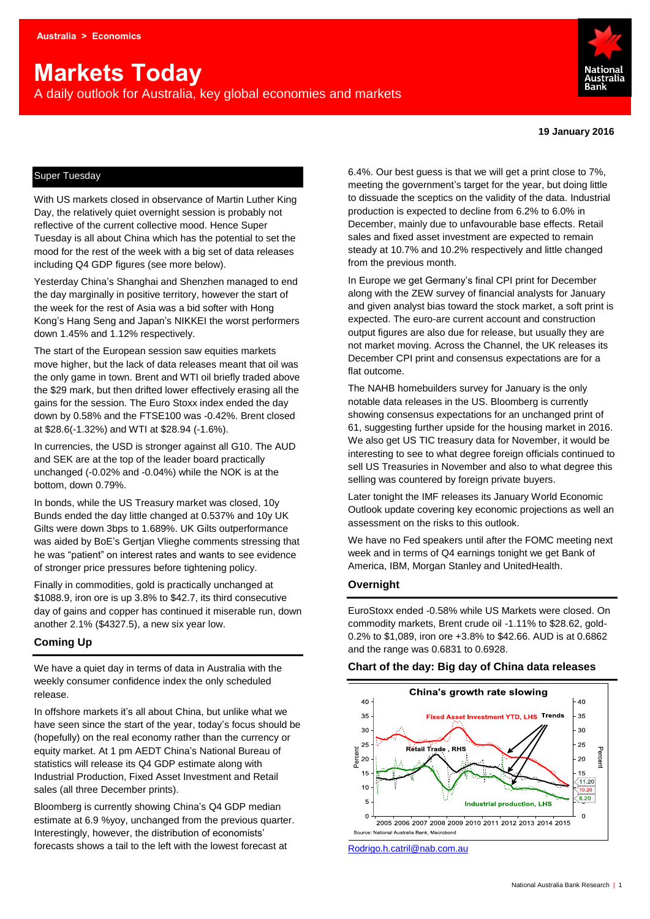Australia > Economics

# Markets Today

A daily outlook for Australia, key global economies and markets

**19 January 2016**

## Super Tuesday

With US markets closed in observance of Martin Luther King Day, the relatively quiet overnight session is probably not reflective of the current collective mood. Hence Super Tuesday is all about China which has the potential to set the mood for the rest of the week with a big set of data releases including Q4 GDP figures (see more below).

Yesterday China's Shanghai and Shenzhen managed to end the day marginally in positive territory, however the start of the week for the rest of Asia was a bid softer with Hong Kong's Hang Seng and Japan's NIKKEI the worst performers down 1.45% and 1.12% respectively.

The start of the European session saw equities markets move higher, but the lack of data releases meant that oil was the only game in town. Brent and WTI oil briefly traded above the $29 mark, but then drifted lower effectively erasing all the gains for the session. The Euro Stoxx index ended the day down by 0.58% and the FTSE100 was -0.42%. Brent closed at $28.6(-1.32%) and WTI at $28.94 (-1.6%).

In currencies, the USD is stronger against all G10. The AUD and SEK are at the top of the leader board practically unchanged (-0.02% and -0.04%) while the NOK is at the bottom, down 0.79%.

In bonds, while the US Treasury market was closed, 10y Bunds ended the day little changed at 0.537% and 10y UK Gilts were down 3bps to 1.689%. UK Gilts outperformance was aided by BoE's Gertjan Vlieghe comments stressing that he was "patient" on interest rates and wants to see evidence of stronger price pressures before tightening policy.

Finally in commodities, gold is practically unchanged at $1088.9, iron ore is up 3.8% to $42.7, its third consecutive day of gains and copper has continued it miserable run, down another 2.1% ($4327.5), a new six year low.

## Coming Up

We have a quiet day in terms of data in Australia with the weekly consumer confidence index the only scheduled release.

In offshore markets it's all about China, but unlike what we have seen since the start of the year, today's focus should be (hopefully) on the real economy rather than the currency or equity market. At 1 pm AEDT China's National Bureau of statistics will release its Q4 GDP estimate along with Industrial Production, Fixed Asset Investment and Retail sales (all three December prints).

Bloomberg is currently showing China's Q4 GDP median estimate at 6.9 %yoy, unchanged from the previous quarter. Interestingly, however, the distribution of economists' forecasts shows a tail to the left with the lowest forecast at 6.4%. Our best guess is that we will get a print close to 7%, meeting the government's target for the year, but doing little to dissuade the sceptics on the validity of the data. Industrial production is expected to decline from 6.2% to 6.0% in December, mainly due to unfavourable base effects. Retail sales and fixed asset investment are expected to remain steady at 10.7% and 10.2% respectively and little changed from the previous month.

In Europe we get Germany's final CPI print for December along with the ZEW survey of financial analysts for January and given analyst bias toward the stock market, a soft print is expected. The euro-are current account and construction output figures are also due for release, but usually they are not market moving. Across the Channel, the UK releases its December CPI print and consensus expectations are for a flat outcome.

The NAHB homebuilders survey for January is the only notable data releases in the US. Bloomberg is currently showing consensus expectations for an unchanged print of 61, suggesting further upside for the housing market in 2016. We also get US TIC treasury data for November, it would be interesting to see to what degree foreign officials continued to sell US Treasuries in November and also to what degree this selling was countered by foreign private buyers.

Later tonight the IMF releases its January World Economic Outlook update covering key economic projections as well an assessment on the risks to this outlook.

We have no Fed speakers until after the FOMC meeting next week and in terms of Q4 earnings tonight we get Bank of America, IBM, Morgan Stanley and UnitedHealth.

## Overnight

EuroStoxx ended -0.58% while US Markets were closed. On commodity markets, Brent crude oil -1.11% to $28.62, gold-0.2% to $1,089, iron ore +3.8% to $42.66. AUD is at 0.6862 and the range was 0.6831 to 0.6928.

## Chart of the day: Big day of China data releases

China's growth rate slowing

Fixed Asset Investment YTD, LHS; Retail Trade, RHS; Industrial production, LHS; Trends; 11.20; 10.20; 6.20

Source: National Australia Bank, Macrobond

Rodrigo.h.catril@nab.com.au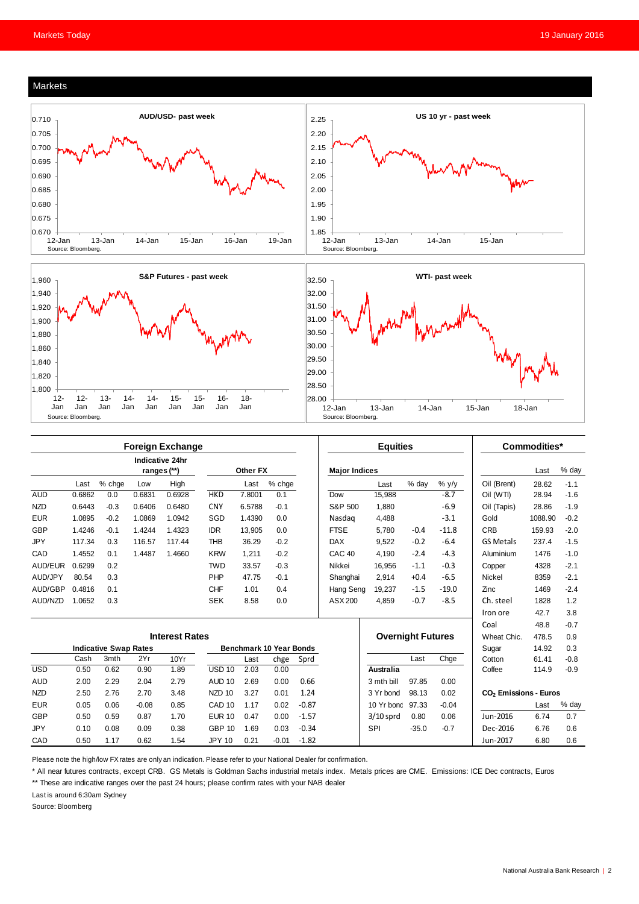## Markets

AUD/USD- past week

Source: Bloomberg.

US 10 yr - past week

Source: Bloomberg.

S&P Futures - past week

Source: Bloomberg.

WTI- past week

Source: Bloomberg.

### Foreign Exchange

| | Last | % chge | Indicative 24hr ranges (**) Low | High | Other FX | Last | % chge |
|---|---|---|---|---|---|---|---|
| AUD | 0.6862 | 0.0 | 0.6831 | 0.6928 | HKD | 7.8001 | 0.1 |
| NZD | 0.6443 | -0.3 | 0.6406 | 0.6480 | CNY | 6.5788 | -0.1 |
| EUR | 1.0895 | -0.2 | 1.0869 | 1.0942 | SGD | 1.4390 | 0.0 |
| GBP | 1.4246 | -0.1 | 1.4244 | 1.4323 | IDR | 13,905 | 0.0 |
| JPY | 117.34 | 0.3 | 116.57 | 117.44 | THB | 36.29 | -0.2 |
| CAD | 1.4552 | 0.1 | 1.4487 | 1.4660 | KRW | 1,211 | -0.2 |
| AUD/EUR | 0.6299 | 0.2 | | | TWD | 33.57 | -0.3 |
| AUD/JPY | 80.54 | 0.3 | | | PHP | 47.75 | -0.1 |
| AUD/GBP | 0.4816 | 0.1 | | | CHF | 1.01 | 0.4 |
| AUD/NZD | 1.0652 | 0.3 | | | SEK | 8.58 | 0.0 |

### Equities

| Major Indices | Last | % day | % y/y |
|---|---|---|---|
| Dow | 15,988 | | -8.7 |
| S&P 500 | 1,880 | | -6.9 |
| Nasdaq | 4,488 | | -3.1 |
| FTSE | 5,780 | -0.4 | -11.8 |
| DAX | 9,522 | -0.2 | -6.4 |
| CAC 40 | 4,190 | -2.4 | -4.3 |
| Nikkei | 16,956 | -1.1 | -0.3 |
| Shanghai | 2,914 | +0.4 | -6.5 |
| Hang Seng | 19,237 | -1.5 | -19.0 |
| ASX 200 | 4,859 | -0.7 | -8.5 |

### Commodities*

| | Last | % day |
|---|---|---|
| Oil (Brent) | 28.62 | -1.1 |
| Oil (WTI) | 28.94 | -1.6 |
| Oil (Tapis) | 28.86 | -1.9 |
| Gold | 1088.90 | -0.2 |
| CRB | 159.93 | -2.0 |
| GS Metals | 237.4 | -1.5 |
| Aluminium | 1476 | -1.0 |
| Copper | 4328 | -2.1 |
| Nickel | 8359 | -2.1 |
| Zinc | 1469 | -2.4 |
| Ch. steel | 1828 | 1.2 |
| Iron ore | 42.7 | 3.8 |
| Coal | 48.8 | -0.7 |
| Wheat Chic. | 478.5 | 0.9 |
| Sugar | 14.92 | 0.3 |
| Cotton | 61.41 | -0.8 |
| Coffee | 114.9 | -0.9 |

### Interest Rates

| Indicative Swap Rates | Cash | 3mth | 2Yr | 10Yr | Benchmark 10 Year Bonds | Last | chge | Sprd |
|---|---|---|---|---|---|---|---|---|
| USD | 0.50 | 0.62 | 0.90 | 1.89 | USD 10 | 2.03 | 0.00 | |
| AUD | 2.00 | 2.29 | 2.04 | 2.79 | AUD 10 | 2.69 | 0.00 | 0.66 |
| NZD | 2.50 | 2.76 | 2.70 | 3.48 | NZD 10 | 3.27 | 0.01 | 1.24 |
| EUR | 0.05 | 0.06 | -0.08 | 0.85 | CAD 10 | 1.17 | 0.02 | -0.87 |
| GBP | 0.50 | 0.59 | 0.87 | 1.70 | EUR 10 | 0.47 | 0.00 | -1.57 |
| JPY | 0.10 | 0.08 | 0.09 | 0.38 | GBP 10 | 1.69 | 0.03 | -0.34 |
| CAD | 0.50 | 1.17 | 0.62 | 1.54 | JPY 10 | 0.21 | -0.01 | -1.82 |

### Overnight Futures

| Australia | Last | Chge |
|---|---|---|
| 3 mth bill | 97.85 | 0.00 |
| 3 Yr bond | 98.13 | 0.02 |
| 10 Yr bond | 97.33 | -0.04 |
| 3/10 sprd | 0.80 | 0.06 |
| SPI | -35.0 | -0.7 |

### $CO_2$ Emissions - Euros

| | Last | % day |
|---|---|---|
| Jun-2016 | 6.74 | 0.7 |
| Dec-2016 | 6.76 | 0.6 |
| Jun-2017 | 6.80 | 0.6 |

Please note the high/low FX rates are only an indication. Please refer to your National Dealer for confirmation.

* All near futures contracts, except CRB. GS Metals is Goldman Sachs industrial metals index. Metals prices are CME. Emissions: ICE Dec contracts, Euros

** These are indicative ranges over the past 24 hours; please confirm rates with your NAB dealer

Last is around 6:30am Sydney

Source: Bloomberg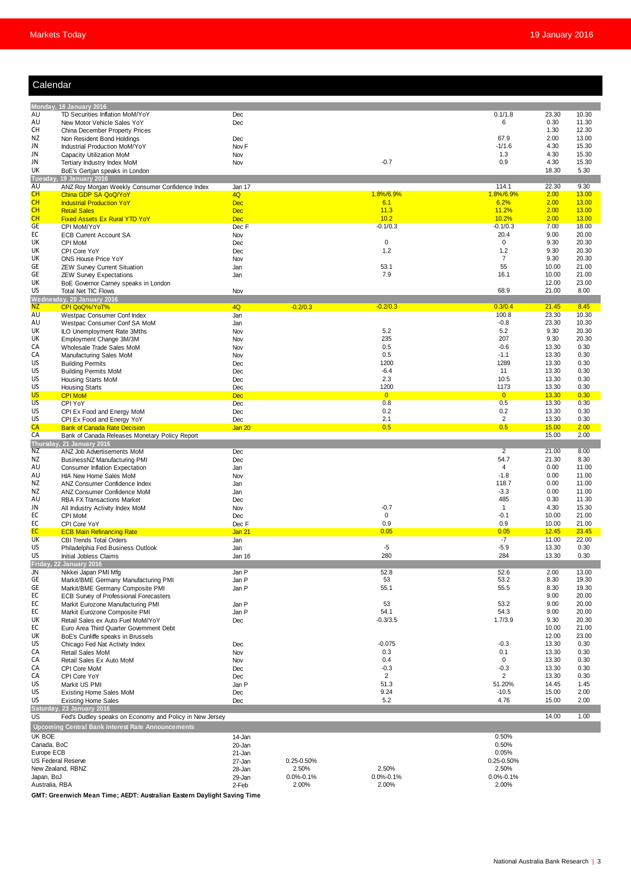## Calendar

| Country | Economic Indicator | Period | Forecast | Consensus | Actual | Previous | GMT | AEDT |
|---|---|---|---|---|---|---|---|---|
| **Monday, 18 January 2016** | | | | | | | | |
| AU | TD Securities Inflation MoM/YoY | Dec | | | | 0.1/1.8 | 23.30 | 10.30 |
| AU | New Motor Vehicle Sales YoY | Dec | | | | 6 | 0.30 | 11.30 |
| CH | China December Property Prices | | | | | | 1.30 | 12.30 |
| NZ | Non Resident Bond Holdings | Dec | | | | 67.9 | 2.00 | 13.00 |
| JN | Industrial Production MoM/YoY | Nov F | | | | -1/1.6 | 4.30 | 15.30 |
| JN | Capacity Utilization MoM | Nov | | | | 1.3 | 4.30 | 15.30 |
| JN | Tertiary Industry Index MoM | Nov | | -0.7 | | 0.9 | 4.30 | 15.30 |
| UK | BoE's Gertjan speaks in London | | | | | | 18.30 | 5.30 |
| **Tuesday, 19 January 2016** | | | | | | | | |
| AU | ANZ Roy Morgan Weekly Consumer Confidence Index | Jan 17 | | | | 114.1 | 22.30 | 9.30 |
| CH | China GDP SA QoQ/YoY | 4Q | | 1.8%/6.9% | | 1.8%/6.9% | 2.00 | 13.00 |
| CH | Industrial Production YoY | Dec | | 6.1 | | 6.2% | 2.00 | 13.00 |
| CH | Retail Sales | Dec | | 11.3 | | 11.2% | 2.00 | 13.00 |
| CH | Fixed Assets Ex Rural YTD YoY | Dec | | 10.2 | | 10.2% | 2.00 | 13.00 |
| GE | CPI MoM/YoY | Dec F | | -0.1/0.3 | | -0.1/0.3 | 7.00 | 18.00 |
| EC | ECB Current Account SA | Nov | | | | 20.4 | 9.00 | 20.00 |
| UK | CPI MoM | Dec | | 0 | | 0 | 9.30 | 20.30 |
| UK | CPI Core YoY | Dec | | 1.2 | | 1.2 | 9.30 | 20.30 |
| UK | ONS House Price YoY | Nov | | | | 7 | 9.30 | 20.30 |
| GE | ZEW Survey Current Situation | Jan | | 53.1 | | 55 | 10.00 | 21.00 |
| GE | ZEW Survey Expectations | Jan | | 7.9 | | 16.1 | 10.00 | 21.00 |
| UK | BoE Governor Carney speaks in London | | | | | | 12.00 | 23.00 |
| US | Total Net TIC Flows | Nov | | | | 68.9 | 21.00 | 8.00 |
| **Wednesday, 20 January 2016** | | | | | | | | |
| NZ | CPI QoQ%/YoY% | 4Q | -0.2/0.3 | -0.2/0.3 | | 0.3/0.4 | 21.45 | 8.45 |
| AU | Westpac Consumer Conf Index | Jan | | | | 100.8 | 23.30 | 10.30 |
| AU | Westpac Consumer Conf SA MoM | Jan | | | | -0.8 | 23.30 | 10.30 |
| UK | ILO Unemployment Rate 3Mths | Nov | | 5.2 | | 5.2 | 9.30 | 20.30 |
| UK | Employment Change 3M/3M | Nov | | 235 | | 207 | 9.30 | 20.30 |
| CA | Wholesale Trade Sales MoM | Nov | | 0.5 | | -0.6 | 13.30 | 0.30 |
| CA | Manufacturing Sales MoM | Nov | | 0.5 | | -1.1 | 13.30 | 0.30 |
| US | Building Permits | Dec | | 1200 | | 1289 | 13.30 | 0.30 |
| US | Building Permits MoM | Dec | | -6.4 | | 11 | 13.30 | 0.30 |
| US | Housing Starts MoM | Dec | | 2.3 | | 10.5 | 13.30 | 0.30 |
| US | Housing Starts | Dec | | 1200 | | 1173 | 13.30 | 0.30 |
| US | CPI MoM | Dec | | 0 | | 0 | 13.30 | 0.30 |
| US | CPI YoY | Dec | | 0.8 | | 0.5 | 13.30 | 0.30 |
| US | CPI Ex Food and Energy MoM | Dec | | 0.2 | | 0.2 | 13.30 | 0.30 |
| US | CPI Ex Food and Energy YoY | Dec | | 2.1 | | 2 | 13.30 | 0.30 |
| CA | Bank of Canada Rate Decision | Jan 20 | | 0.5 | | 0.5 | 15.00 | 2.00 |
| CA | Bank of Canada Releases Monetary Policy Report | | | | | | 15.00 | 2.00 |
| **Thursday, 21 January 2016** | | | | | | | | |
| NZ | ANZ Job Advertisements MoM | Dec | | | | 2 | 21.00 | 8.00 |
| NZ | BusinessNZ Manufacturing PMI | Dec | | | | 54.7 | 21.30 | 8.30 |
| AU | Consumer Inflation Expectation | Jan | | | | 4 | 0.00 | 11.00 |
| AU | HIA New Home Sales MoM | Nov | | | | -1.8 | 0.00 | 11.00 |
| NZ | ANZ Consumer Confidence Index | Jan | | | | 118.7 | 0.00 | 11.00 |
| NZ | ANZ Consumer Confidence MoM | Jan | | | | -3.3 | 0.00 | 11.00 |
| AU | RBA FX Transactions Market | Dec | | | | 485 | 0.30 | 11.30 |
| JN | All Industry Activity Index MoM | Nov | | -0.7 | | 1 | 4.30 | 15.30 |
| EC | CPI MoM | Dec | | 0 | | -0.1 | 10.00 | 21.00 |
| EC | CPI Core YoY | Dec F | | 0.9 | | 0.9 | 10.00 | 21.00 |
| EC | ECB Main Refinancing Rate | Jan 21 | | 0.05 | | 0.05 | 12.45 | 23.45 |
| UK | CBI Trends Total Orders | Jan | | | | -7 | 11.00 | 22.00 |
| US | Philadelphia Fed Business Outlook | Jan | | -5 | | -5.9 | 13.30 | 0.30 |
| US | Initial Jobless Claims | Jan 16 | | 280 | | 284 | 13.30 | 0.30 |
| **Friday, 22 January 2016** | | | | | | | | |
| JN | Nikkei Japan PMI Mfg | Jan P | | 52.8 | | 52.6 | 2.00 | 13.00 |
| GE | Markit/BME Germany Manufacturing PMI | Jan P | | 53 | | 53.2 | 8.30 | 19.30 |
| GE | Markit/BME Germany Composite PMI | Jan P | | 55.1 | | 55.5 | 8.30 | 19.30 |
| EC | ECB Survey of Professional Forecasters | | | | | | 9.00 | 20.00 |
| EC | Markit Eurozone Manufacturing PMI | Jan P | | 53 | | 53.2 | 9.00 | 20.00 |
| EC | Markit Eurozone Composite PMI | Jan P | | 54.1 | | 54.3 | 9.00 | 20.00 |
| UK | Retail Sales ex Auto Fuel MoM/YoY | Dec | | -0.3/3.5 | | 1.7/3.9 | 9.30 | 20.30 |
| EC | Euro Area Third Quarter Government Debt | | | | | | 10.00 | 21.00 |
| UK | BoE's Cunliffe speaks in Brussels | | | | | | 12.00 | 23.00 |
| US | Chicago Fed Nat Activity Index | Dec | | -0.075 | | -0.3 | 13.30 | 0.30 |
| CA | Retail Sales MoM | Nov | | 0.3 | | 0.1 | 13.30 | 0.30 |
| CA | Retail Sales Ex Auto MoM | Nov | | 0.4 | | 0 | 13.30 | 0.30 |
| CA | CPI Core MoM | Dec | | -0.3 | | -0.3 | 13.30 | 0.30 |
| CA | CPI Core YoY | Dec | | 2 | | 2 | 13.30 | 0.30 |
| US | Markit US PMI | Jan P | | 51.3 | | 51.20% | 14.45 | 1.45 |
| US | Existing Home Sales MoM | Dec | | 9.24 | | -10.5 | 15.00 | 2.00 |
| US | Existing Home Sales | Dec | | 5.2 | | 4.76 | 15.00 | 2.00 |
| **Saturday, 23 January 2016** | | | | | | | | |
| US | Fed's Dudley speaks on Economy and Policy in New Jersey | | | | | | 14.00 | 1.00 |
| **Upcoming Central Bank Interest Rate Announcements** | | | | | | | | |
| UK BOE | | 14-Jan | | | | 0.50% | | |
| Canada, BoC | | 20-Jan | | | | 0.50% | | |
| Europe ECB | | 21-Jan | | | | 0.05% | | |
| US Federal Reserve | | 27-Jan | 0.25-0.50% | | | 0.25-0.50% | | |
| New Zealand, RBNZ | | 28-Jan | 2.50% | 2.50% | | 2.50% | | |
| Japan, BoJ | | 29-Jan | 0.0%-0.1% | 0.0%-0.1% | | 0.0%-0.1% | | |
| Australia, RBA | | 2-Feb | 2.00% | 2.00% | | 2.00% | | |

**GMT: Greenwich Mean Time; AEDT: Australian Eastern Daylight Saving Time**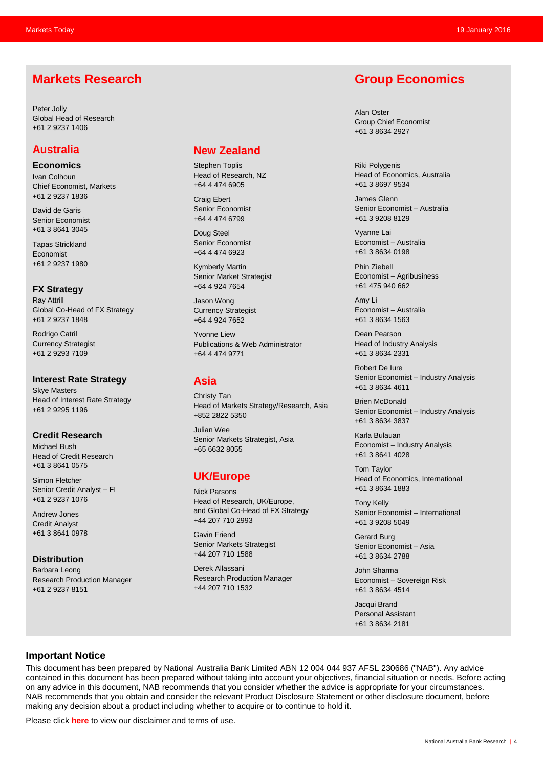## Markets Research

Peter Jolly
Global Head of Research
+61 2 9237 1406

### Australia

#### Economics

Ivan Colhoun
Chief Economist, Markets
+61 2 9237 1836

David de Garis
Senior Economist
+61 3 8641 3045

Tapas Strickland
Economist
+61 2 9237 1980

#### FX Strategy

Ray Attrill
Global Co-Head of FX Strategy
+61 2 9237 1848

Rodrigo Catril
Currency Strategist
+61 2 9293 7109

#### Interest Rate Strategy

Skye Masters
Head of Interest Rate Strategy
+61 2 9295 1196

#### Credit Research

Michael Bush
Head of Credit Research
+61 3 8641 0575

Simon Fletcher
Senior Credit Analyst – FI
+61 2 9237 1076

Andrew Jones
Credit Analyst
+61 3 8641 0978

#### Distribution

Barbara Leong
Research Production Manager
+61 2 9237 8151

### New Zealand

Stephen Toplis
Head of Research, NZ
+64 4 474 6905

Craig Ebert
Senior Economist
+64 4 474 6799

Doug Steel
Senior Economist
+64 4 474 6923

Kymberly Martin
Senior Market Strategist
+64 4 924 7654

Jason Wong
Currency Strategist
+64 4 924 7652

Yvonne Liew
Publications & Web Administrator
+64 4 474 9771

### Asia

Christy Tan
Head of Markets Strategy/Research, Asia
+852 2822 5350

Julian Wee
Senior Markets Strategist, Asia
+65 6632 8055

### UK/Europe

Nick Parsons
Head of Research, UK/Europe,
and Global Co-Head of FX Strategy
+44 207 710 2993

Gavin Friend
Senior Markets Strategist
+44 207 710 1588

Derek Allassani
Research Production Manager
+44 207 710 1532

## Group Economics

Alan Oster
Group Chief Economist
+61 3 8634 2927

Riki Polygenis
Head of Economics, Australia
+61 3 8697 9534

James Glenn
Senior Economist – Australia
+61 3 9208 8129

Vyanne Lai
Economist – Australia
+61 3 8634 0198

Phin Ziebell
Economist – Agribusiness
+61 475 940 662

Amy Li
Economist – Australia
+61 3 8634 1563

Dean Pearson
Head of Industry Analysis
+61 3 8634 2331

Robert De Iure
Senior Economist – Industry Analysis
+61 3 8634 4611

Brien McDonald
Senior Economist – Industry Analysis
+61 3 8634 3837

Karla Bulauan
Economist – Industry Analysis
+61 3 8641 4028

Tom Taylor
Head of Economics, International
+61 3 8634 1883

Tony Kelly
Senior Economist – International
+61 3 9208 5049

Gerard Burg
Senior Economist – Asia
+61 3 8634 2788

John Sharma
Economist – Sovereign Risk
+61 3 8634 4514

Jacqui Brand
Personal Assistant
+61 3 8634 2181

## Important Notice

This document has been prepared by National Australia Bank Limited ABN 12 004 044 937 AFSL 230686 ("NAB"). Any advice contained in this document has been prepared without taking into account your objectives, financial situation or needs. Before acting on any advice in this document, NAB recommends that you consider whether the advice is appropriate for your circumstances. NAB recommends that you obtain and consider the relevant Product Disclosure Statement or other disclosure document, before making any decision about a product including whether to acquire or to continue to hold it.

Please click **here** to view our disclaimer and terms of use.